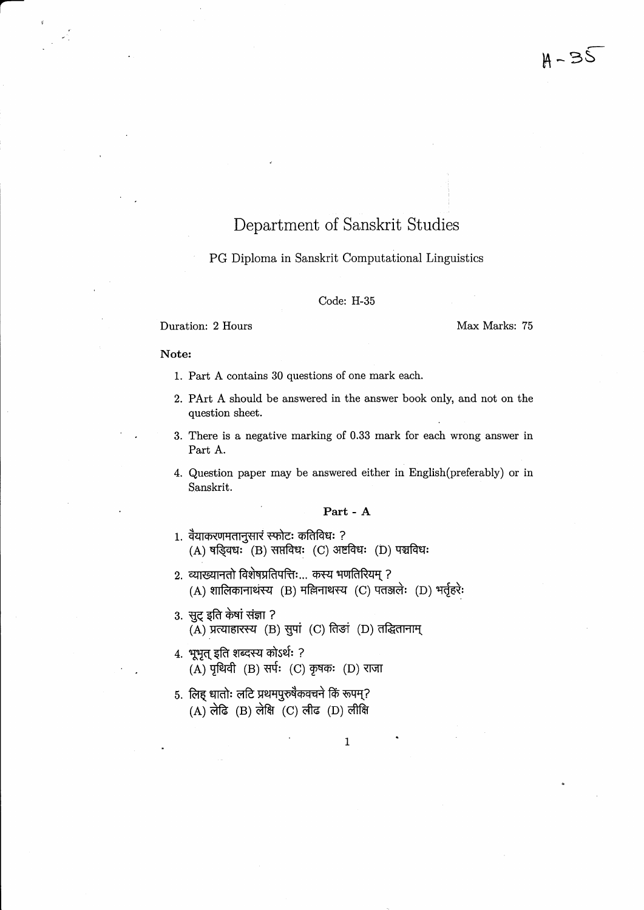# Department of Sanskrit Studies

## PG Diploma in Sanskrit Computational Linguistics

Code: H-35

Duration: 2 Hours Max Marks: 75

**Note:**

1. Part A contains 30 questions of one mark each.
2. PArt A should be answered in the answer book only, and not on the question sheet.
3. There is a negative marking of 0.33 mark for each wrong answer in Part A.
4. Question paper may be answered either in English(preferably) or in Sanskrit.

### Part - A

1. वैयाकरणमतानुसारं स्फोटः कतिविधः ?
(A) षड्विधः (B) सप्तविधः (C) अष्टविधः (D) पञ्चविधः

2. व्याख्यानतो विशेषप्रतिपत्तिः... कस्य भणतिरियम् ?
(A) शालिकानाथस्य (B) मल्लिनाथस्य (C) पतञ्जलेः (D) भर्तृहरेः

3. सुट् इति केषां संज्ञा ?
(A) प्रत्याहारस्य (B) सुपां (C) तिङां (D) तद्धितानाम्

4. भूभृत् इति शब्दस्य कोऽर्थः ?
(A) पृथिवी (B) सर्पः (C) कृषकः (D) राजा

5. लिह् धातोः लटि प्रथमपुरुषैकवचने किं रूपम्?
(A) लेढि (B) लेक्षि (C) लीढ (D) लीक्षि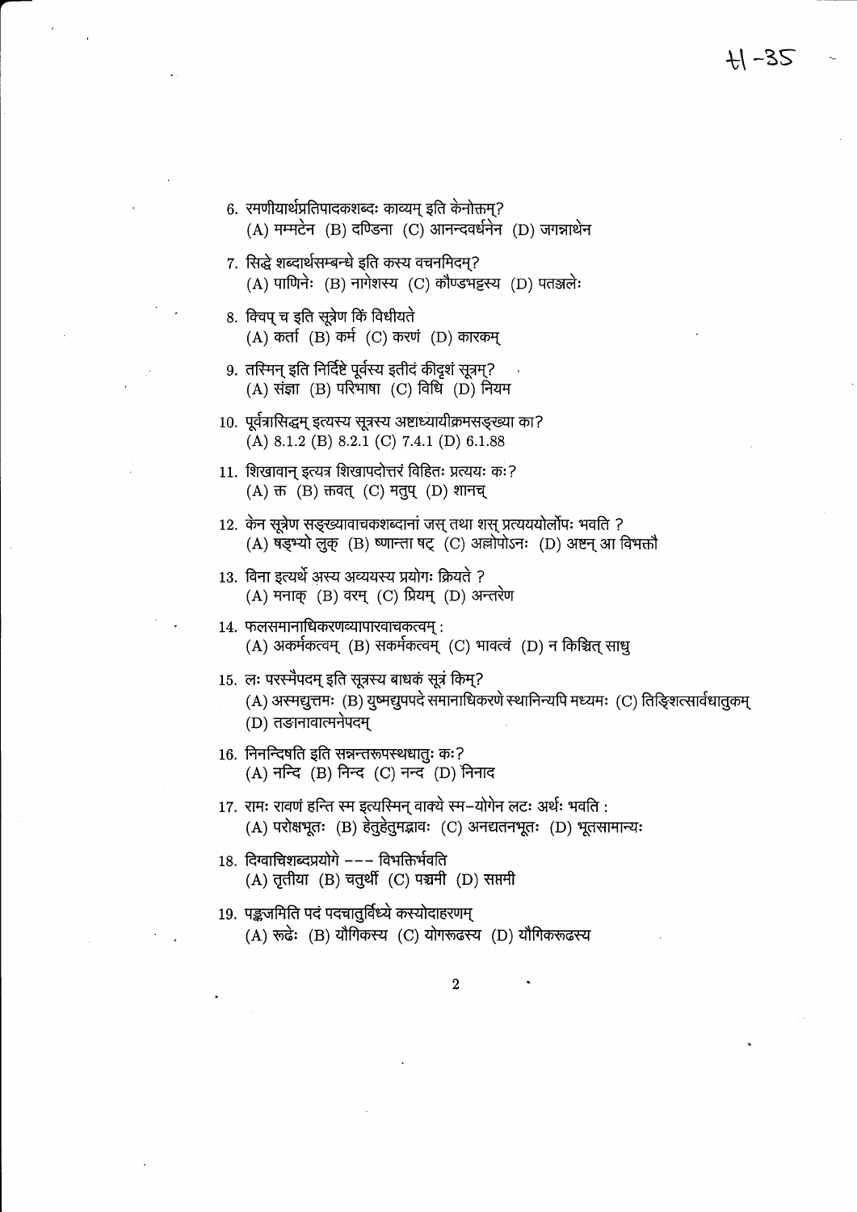6. रमणीयार्थप्रतिपादकशब्दः काव्यम् इति केनोक्तम्?
(A) मम्मटेन (B) दण्डिना (C) आनन्दवर्धनेन (D) जगन्नाथेन

7. सिद्धे शब्दार्थसम्बन्धे इति कस्य वचनमिदम्?
(A) पाणिनेः (B) नागेशस्य (C) कौण्डभट्टस्य (D) पतञ्जलेः

8. क्विप् च इति सूत्रेण किं विधीयते
(A) कर्ता (B) कर्म (C) करणं (D) कारकम्

9. तस्मिन् इति निर्दिष्टे पूर्वस्य इतीदं कीदृशं सूत्रम्?
(A) संज्ञा (B) परिभाषा (C) विधि (D) नियम

10. पूर्वत्रासिद्धम् इत्यस्य सूत्रस्य अष्टाध्यायीक्रमसङ्ख्या का?
(A) 8.1.2 (B) 8.2.1 (C) 7.4.1 (D) 6.1.88

11. शिखावान् इत्यत्र शिखापदोत्तरं विहितः प्रत्ययः कः?
(A) क्त (B) क्तवत् (C) मतुप् (D) शानच्

12. केन सूत्रेण सङ्ख्यावाचकशब्दानां जस् तथा शस् प्रत्यययोर्लोपः भवति ?
(A) षड्भ्यो लुक् (B) ष्णान्ता षट् (C) अल्लोपोऽनः (D) अष्टन् आ विभक्तौ

13. विना इत्यर्थे अस्य अव्ययस्य प्रयोगः क्रियते ?
(A) मनाक् (B) वरम् (C) प्रियम् (D) अन्तरेण

14. फलसमानाधिकरणव्यापारवाचकत्वम् :
(A) अकर्मकत्वम् (B) सकर्मकत्वम् (C) भावत्वं (D) न किञ्चित् साधु

15. लः परस्मैपदम् इति सूत्रस्य बाधकं सूत्रं किम्?
(A) अस्मद्युत्तमः (B) युष्मद्युपपदे समानाधिकरणे स्थानिन्यपि मध्यमः (C) तिङ्शित्सार्वधातुकम्
(D) तङानावात्मनेपदम्

16. निनन्दिषति इति सन्नन्तरूपस्थधातुः कः?
(A) नन्दि (B) निन्द (C) नन्द (D) निनाद

17. रामः रावणं हन्ति स्म इत्यस्मिन् वाक्ये स्म–योगेन लटः अर्थः भवति :
(A) परोक्षभूतः (B) हेतुहेतुमद्भावः (C) अनद्यतनभूतः (D) भूतसामान्यः

18. दिग्वाचिशब्दप्रयोगे --- विभक्तिर्भवति
(A) तृतीया (B) चतुर्थी (C) पञ्चमी (D) सप्तमी

19. पङ्कजमिति पदं पदचातुर्विध्ये कस्योदाहरणम्
(A) रूढेः (B) यौगिकस्य (C) योगरूढस्य (D) यौगिकरूढस्य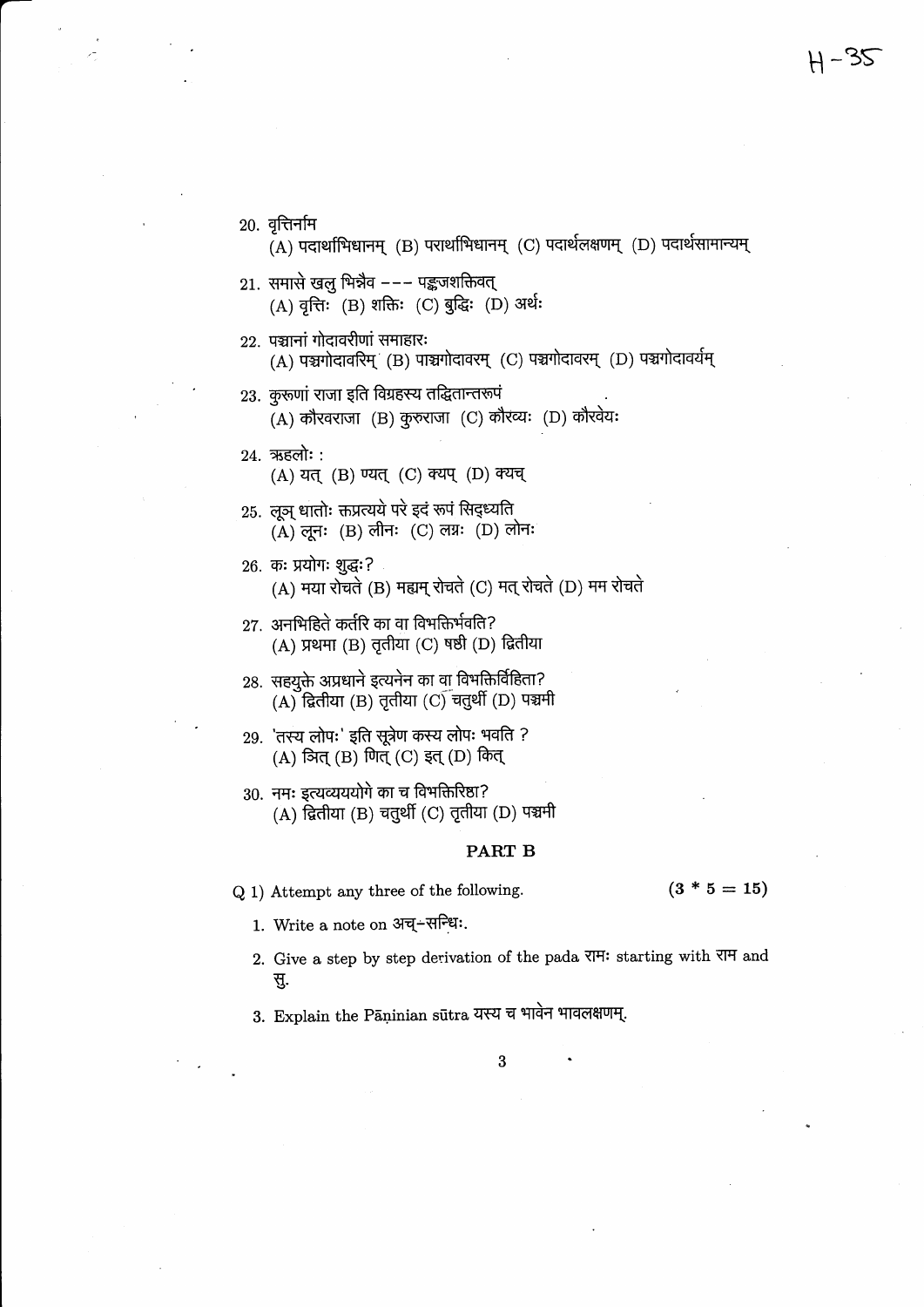20. वृत्तिर्नाम
(A) पदार्थाभिधानम् (B) परार्थाभिधानम् (C) पदार्थलक्षणम् (D) पदार्थसामान्यम्

21. समासे खलु भिन्नैव --- पङ्कजशक्तिवत्
(A) वृत्तिः (B) शक्तिः (C) बुद्धिः (D) अर्थः

22. पञ्चानां गोदावरीणां समाहारः
(A) पञ्चगोदावरिम् (B) पाञ्चगोदावरम् (C) पञ्चगोदावरम् (D) पञ्चगोदावर्यम्

23. कुरूणां राजा इति विग्रहस्य तद्धितान्तरूपं
(A) कौरवराजा (B) कुरुराजा (C) कौरव्यः (D) कौरवेयः

24. ऋहलोः :
(A) यत् (B) ण्यत् (C) क्यप् (D) क्यच्

25. लूञ् धातोः क्तप्रत्यये परे इदं रूपं सिद्ध्यति
(A) लूनः (B) लीनः (C) लग्नः (D) लोनः

26. कः प्रयोगः शुद्धः?
(A) मया रोचते (B) मह्यम् रोचते (C) मत् रोचते (D) मम रोचते

27. अनभिहिते कर्तरि का वा विभक्तिर्भवति?
(A) प्रथमा (B) तृतीया (C) षष्ठी (D) द्वितीया

28. सहयुक्ते अप्रधाने इत्यनेन का वा विभक्तिर्विहिता?
(A) द्वितीया (B) तृतीया (C) चतुर्थी (D) पञ्चमी

29. 'तस्य लोपः' इति सूत्रेण कस्य लोपः भवति ?
(A) ञित् (B) णित् (C) इत् (D) कित्

30. नमः इत्यव्यययोगे का च विभक्तिरिष्टा?
(A) द्वितीया (B) चतुर्थी (C) तृतीया (D) पञ्चमी

## PART B

Q 1) Attempt any three of the following. $(3 * 5 = 15)$

1. Write a note on अच्-सन्धिः.
2. Give a step by step derivation of the pada रामः starting with राम and सु.
3. Explain the Pāṇinian sūtra यस्य च भावेन भावलक्षणम्.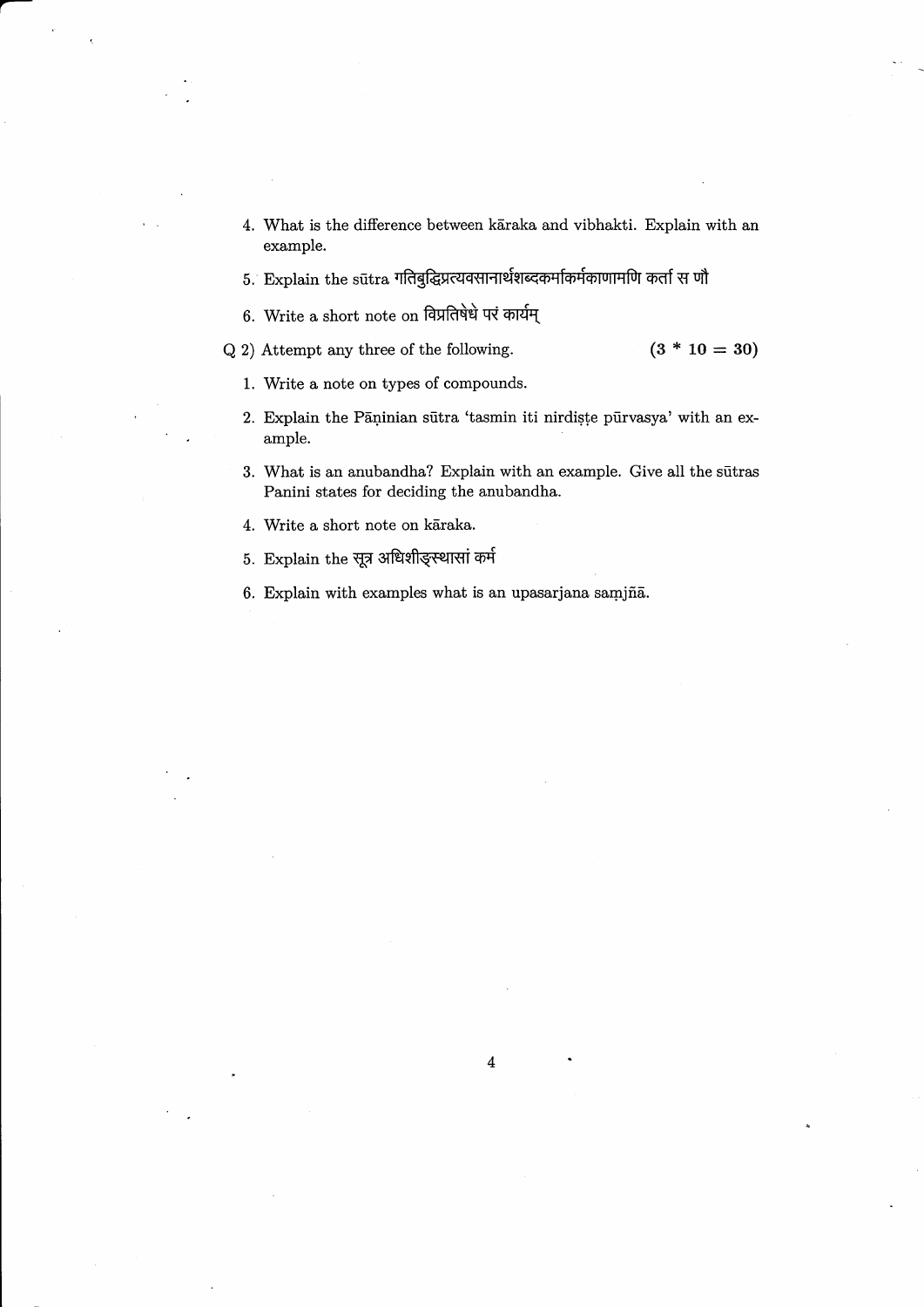4. What is the difference between kāraka and vibhakti. Explain with an example.

5. Explain the sūtra गतिबुद्धिप्रत्यवसानार्थशब्दकर्माकर्मकाणामणि कर्ता स णौ

6. Write a short note on विप्रतिषेधे परं कार्यम्

Q 2) Attempt any three of the following. **(3 * 10 = 30)**

1. Write a note on types of compounds.

2. Explain the Pāṇinian sūtra 'tasmin iti nirdiṣṭe pūrvasya' with an example.

3. What is an anubandha? Explain with an example. Give all the sūtras Panini states for deciding the anubandha.

4. Write a short note on kāraka.

5. Explain the सूत्र अधिशीङ्स्थासां कर्म

6. Explain with examples what is an upasarjana saṃjñā.